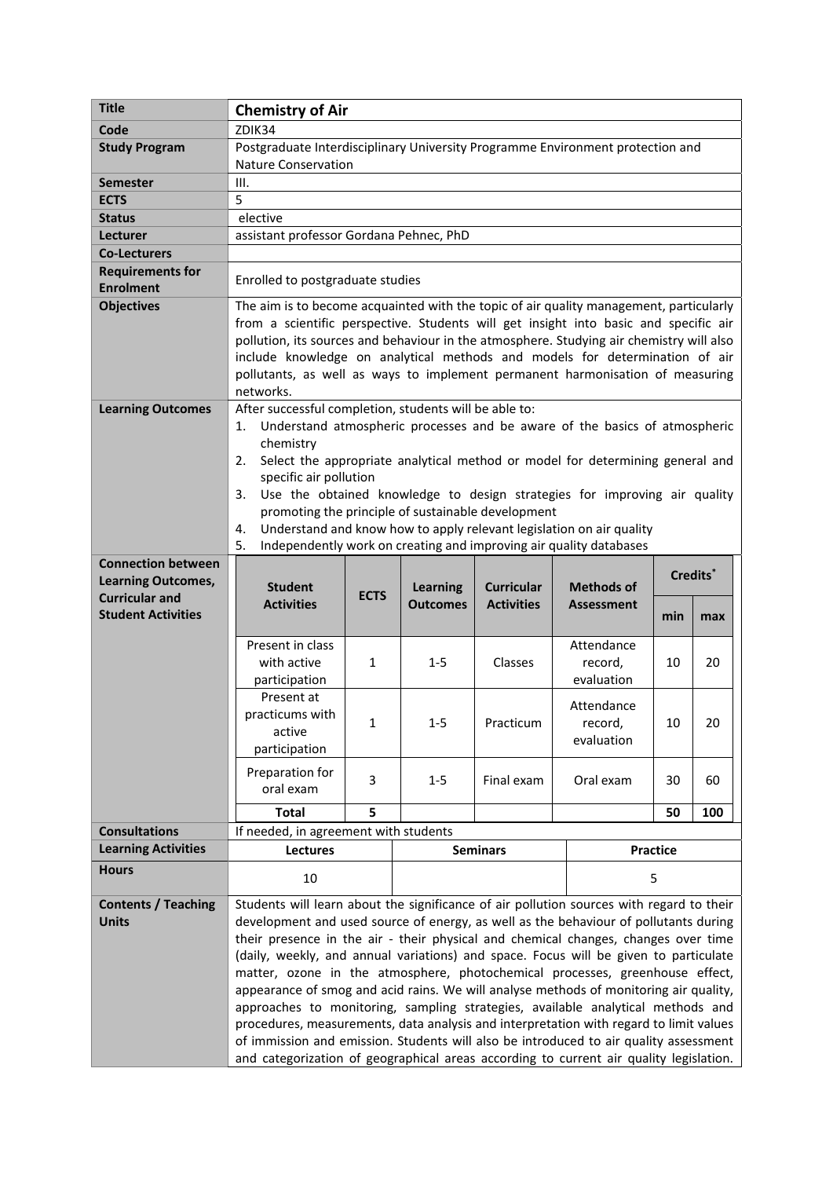| Title | **Chemistry of Air** |
|---|---|
| **Code** | ZDIK34 |
| **Study Program** | Postgraduate Interdisciplinary University Programme Environment protection and Nature Conservation |
| **Semester** | III. |
| **ECTS** | 5 |
| **Status** | elective |
| **Lecturer** | assistant professor Gordana Pehnec, PhD |
| **Co-Lecturers** | |
| **Requirements for Enrolment** | Enrolled to postgraduate studies |
| **Objectives** | The aim is to become acquainted with the topic of air quality management, particularly from a scientific perspective. Students will get insight into basic and specific air pollution, its sources and behaviour in the atmosphere. Studying air chemistry will also include knowledge on analytical methods and models for determination of air pollutants, as well as ways to implement permanent harmonisation of measuring networks. |
| **Learning Outcomes** | After successful completion, students will be able to:<br>1. Understand atmospheric processes and be aware of the basics of atmospheric chemistry<br>2. Select the appropriate analytical method or model for determining general and specific air pollution<br>3. Use the obtained knowledge to design strategies for improving air quality promoting the principle of sustainable development<br>4. Understand and know how to apply relevant legislation on air quality<br>5. Independently work on creating and improving air quality databases |

**Connection between Learning Outcomes, Curricular and Student Activities**

| Student Activities | ECTS | Learning Outcomes | Curricular Activities | Methods of Assessment | Credits* | |
|---|---|---|---|---|---|---|
| | | | | | min | max |
| Present in class with active participation | 1 | 1-5 | Classes | Attendance record, evaluation | 10 | 20 |
| Present at practicums with active participation | 1 | 1-5 | Practicum | Attendance record, evaluation | 10 | 20 |
| Preparation for oral exam | 3 | 1-5 | Final exam | Oral exam | 30 | 60 |
| **Total** | **5** | | | | **50** | **100** |

| **Consultations** | If needed, in agreement with students | | |
|---|---|---|---|
| **Learning Activities** | **Lectures** | **Seminars** | **Practice** |
| **Hours** | 10 | | 5 |

| **Contents / Teaching Units** | Students will learn about the significance of air pollution sources with regard to their development and used source of energy, as well as the behaviour of pollutants during their presence in the air - their physical and chemical changes, changes over time (daily, weekly, and annual variations) and space. Focus will be given to particulate matter, ozone in the atmosphere, photochemical processes, greenhouse effect, appearance of smog and acid rains. We will analyse methods of monitoring air quality, approaches to monitoring, sampling strategies, available analytical methods and procedures, measurements, data analysis and interpretation with regard to limit values of immission and emission. Students will also be introduced to air quality assessment and categorization of geographical areas according to current air quality legislation. |
|---|---|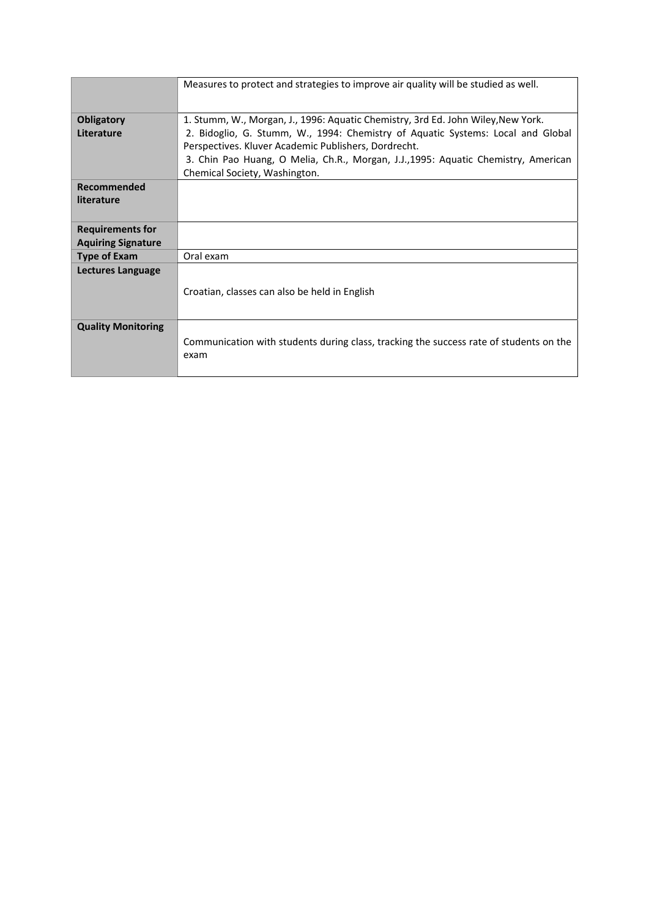| | |
|---|---|
| | Measures to protect and strategies to improve air quality will be studied as well. |
| **Obligatory Literature** | 1. Stumm, W., Morgan, J., 1996: Aquatic Chemistry, 3rd Ed. John Wiley,New York.<br>2. Bidoglio, G. Stumm, W., 1994: Chemistry of Aquatic Systems: Local and Global Perspectives. Kluver Academic Publishers, Dordrecht.<br>3. Chin Pao Huang, O Melia, Ch.R., Morgan, J.J.,1995: Aquatic Chemistry, American Chemical Society, Washington. |
| **Recommended literature** | |
| **Requirements for Aquiring Signature** | |
| **Type of Exam** | Oral exam |
| **Lectures Language** | Croatian, classes can also be held in English |
| **Quality Monitoring** | Communication with students during class, tracking the success rate of students on the exam |